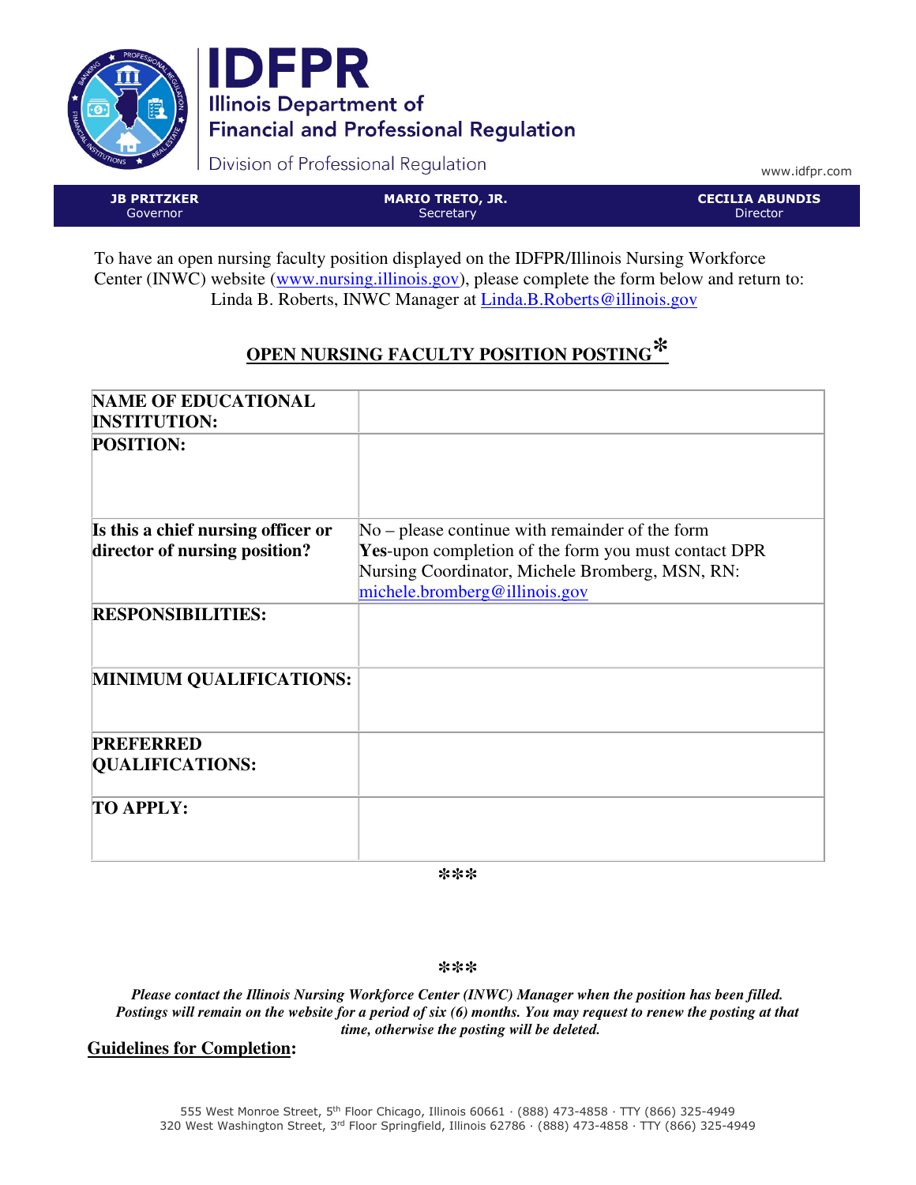# IDFPR

Illinois Department of Financial and Professional Regulation

Division of Professional Regulation

www.idfpr.com

| JB PRITZKER | MARIO TRETO, JR. | CECILIA ABUNDIS |
|---|---|---|
| Governor | Secretary | Director |

To have an open nursing faculty position displayed on the IDFPR/Illinois Nursing Workforce Center (INWC) website (www.nursing.illinois.gov), please complete the form below and return to: Linda B. Roberts, INWC Manager at Linda.B.Roberts@illinois.gov

## OPEN NURSING FACULTY POSITION POSTING*

| | |
|---|---|
| **NAME OF EDUCATIONAL INSTITUTION:** | |
| **POSITION:** | |
| **Is this a chief nursing officer or director of nursing position?** | No – please continue with remainder of the form<br>**Yes**-upon completion of the form you must contact DPR Nursing Coordinator, Michele Bromberg, MSN, RN: michele.bromberg@illinois.gov |
| **RESPONSIBILITIES:** | |
| **MINIMUM QUALIFICATIONS:** | |
| **PREFERRED QUALIFICATIONS:** | |
| **TO APPLY:** | |

***

***

***Please contact the Illinois Nursing Workforce Center (INWC) Manager when the position has been filled. Postings will remain on the website for a period of six (6) months. You may request to renew the posting at that time, otherwise the posting will be deleted.***

**Guidelines for Completion:**

555 West Monroe Street, 5th Floor Chicago, Illinois 60661 · (888) 473-4858 · TTY (866) 325-4949
320 West Washington Street, 3rd Floor Springfield, Illinois 62786 · (888) 473-4858 · TTY (866) 325-4949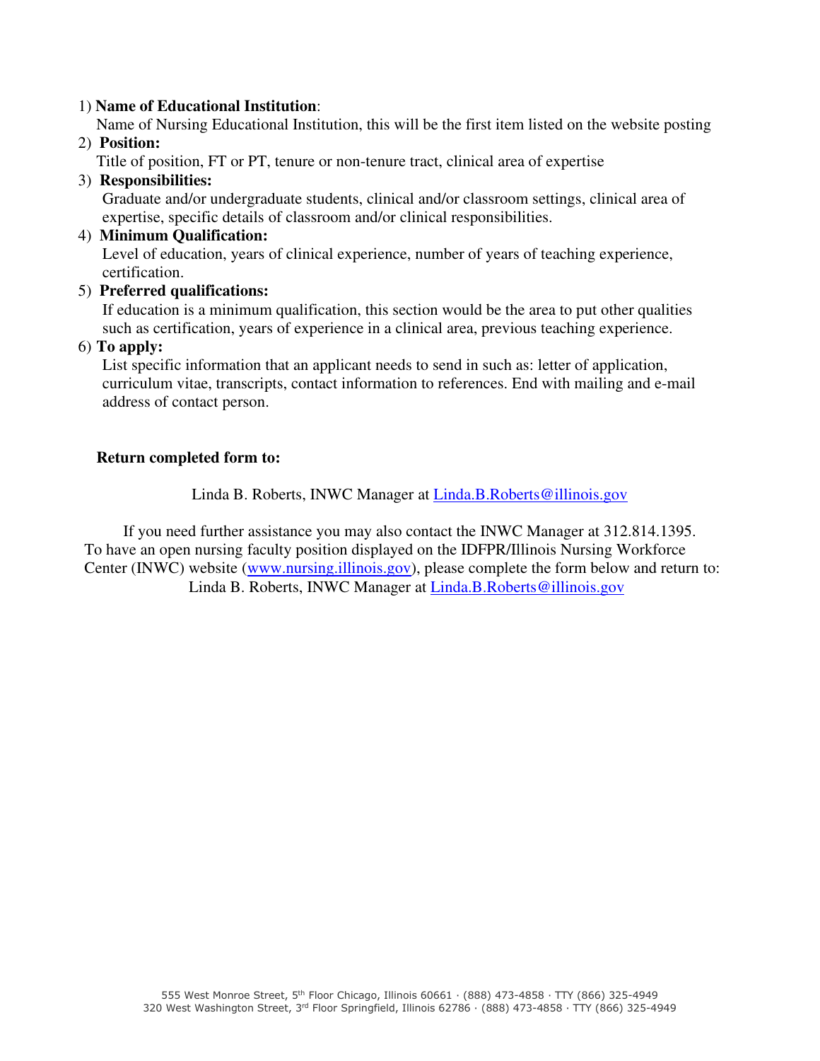1) **Name of Educational Institution**:
Name of Nursing Educational Institution, this will be the first item listed on the website posting

2) **Position:**
Title of position, FT or PT, tenure or non-tenure tract, clinical area of expertise

3) **Responsibilities:**
Graduate and/or undergraduate students, clinical and/or classroom settings, clinical area of expertise, specific details of classroom and/or clinical responsibilities.

4) **Minimum Qualification:**
Level of education, years of clinical experience, number of years of teaching experience, certification.

5) **Preferred qualifications:**
If education is a minimum qualification, this section would be the area to put other qualities such as certification, years of experience in a clinical area, previous teaching experience.

6) **To apply:**
List specific information that an applicant needs to send in such as: letter of application, curriculum vitae, transcripts, contact information to references. End with mailing and e-mail address of contact person.

**Return completed form to:**

Linda B. Roberts, INWC Manager at Linda.B.Roberts@illinois.gov

If you need further assistance you may also contact the INWC Manager at 312.814.1395.
To have an open nursing faculty position displayed on the IDFPR/Illinois Nursing Workforce Center (INWC) website (www.nursing.illinois.gov), please complete the form below and return to: Linda B. Roberts, INWC Manager at Linda.B.Roberts@illinois.gov

555 West Monroe Street, 5th Floor Chicago, Illinois 60661 · (888) 473-4858 · TTY (866) 325-4949
320 West Washington Street, 3rd Floor Springfield, Illinois 62786 · (888) 473-4858 · TTY (866) 325-4949